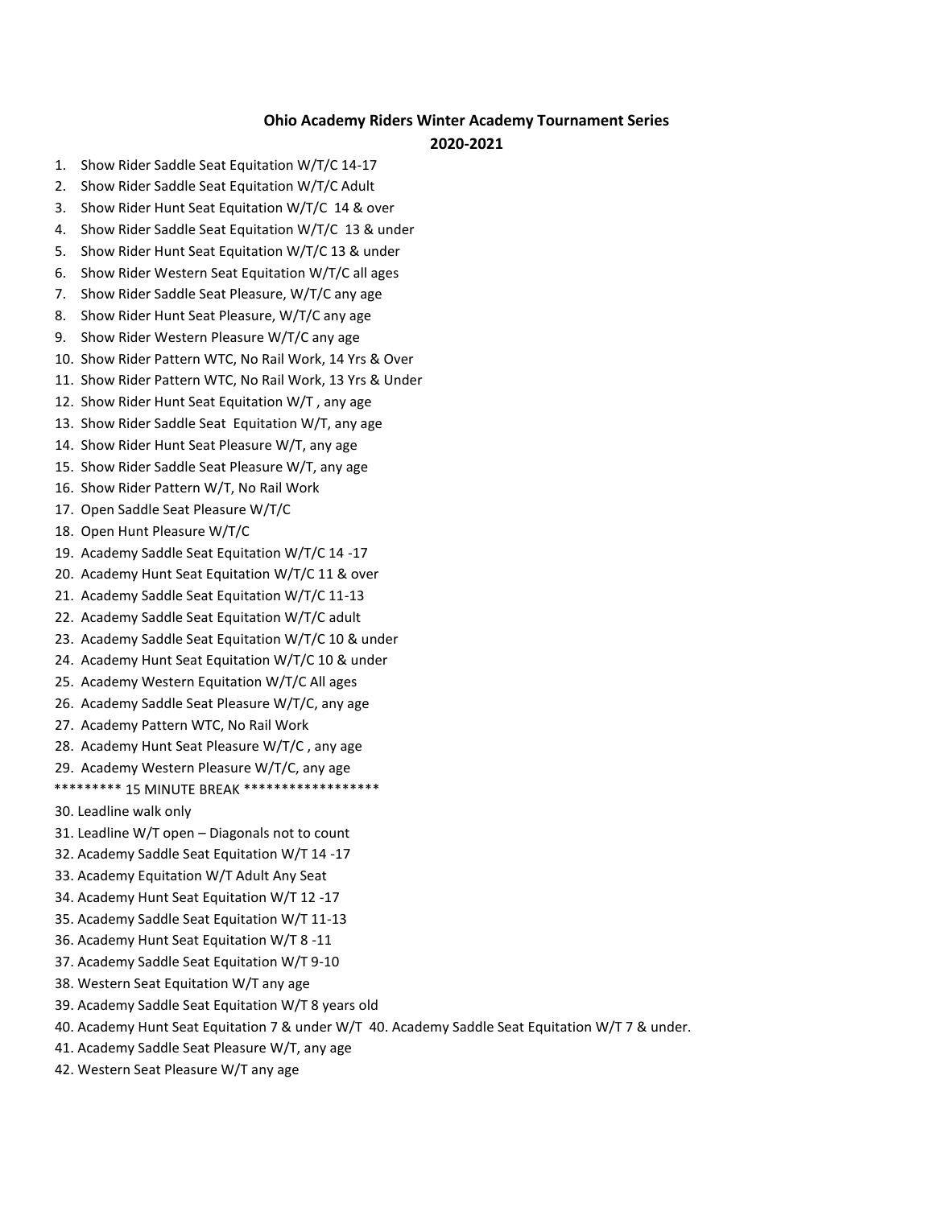**Ohio Academy Riders Winter Academy Tournament Series**

**2020-2021**

1. Show Rider Saddle Seat Equitation W/T/C 14-17
2. Show Rider Saddle Seat Equitation W/T/C Adult
3. Show Rider Hunt Seat Equitation W/T/C 14 & over
4. Show Rider Saddle Seat Equitation W/T/C 13 & under
5. Show Rider Hunt Seat Equitation W/T/C 13 & under
6. Show Rider Western Seat Equitation W/T/C all ages
7. Show Rider Saddle Seat Pleasure, W/T/C any age
8. Show Rider Hunt Seat Pleasure, W/T/C any age
9. Show Rider Western Pleasure W/T/C any age
10. Show Rider Pattern WTC, No Rail Work, 14 Yrs & Over
11. Show Rider Pattern WTC, No Rail Work, 13 Yrs & Under
12. Show Rider Hunt Seat Equitation W/T , any age
13. Show Rider Saddle Seat Equitation W/T, any age
14. Show Rider Hunt Seat Pleasure W/T, any age
15. Show Rider Saddle Seat Pleasure W/T, any age
16. Show Rider Pattern W/T, No Rail Work
17. Open Saddle Seat Pleasure W/T/C
18. Open Hunt Pleasure W/T/C
19. Academy Saddle Seat Equitation W/T/C 14 -17
20. Academy Hunt Seat Equitation W/T/C 11 & over
21. Academy Saddle Seat Equitation W/T/C 11-13
22. Academy Saddle Seat Equitation W/T/C adult
23. Academy Saddle Seat Equitation W/T/C 10 & under
24. Academy Hunt Seat Equitation W/T/C 10 & under
25. Academy Western Equitation W/T/C All ages
26. Academy Saddle Seat Pleasure W/T/C, any age
27. Academy Pattern WTC, No Rail Work
28. Academy Hunt Seat Pleasure W/T/C , any age
29. Academy Western Pleasure W/T/C, any age

********* 15 MINUTE BREAK ******************

30. Leadline walk only
31. Leadline W/T open – Diagonals not to count
32. Academy Saddle Seat Equitation W/T 14 -17
33. Academy Equitation W/T Adult Any Seat
34. Academy Hunt Seat Equitation W/T 12 -17
35. Academy Saddle Seat Equitation W/T 11-13
36. Academy Hunt Seat Equitation W/T 8 -11
37. Academy Saddle Seat Equitation W/T 9-10
38. Western Seat Equitation W/T any age
39. Academy Saddle Seat Equitation W/T 8 years old
40. Academy Hunt Seat Equitation 7 & under W/T 40. Academy Saddle Seat Equitation W/T 7 & under.
41. Academy Saddle Seat Pleasure W/T, any age
42. Western Seat Pleasure W/T any age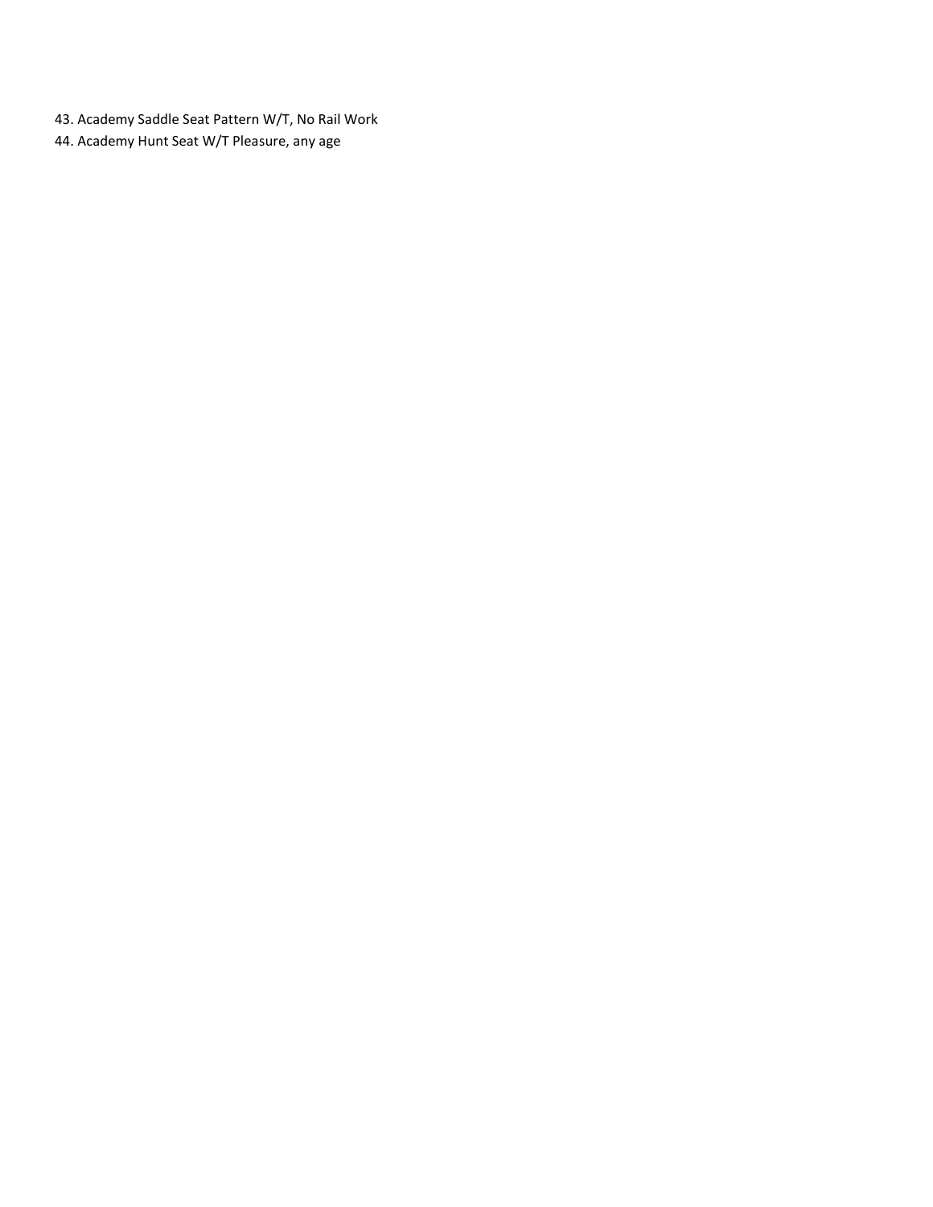43. Academy Saddle Seat Pattern W/T, No Rail Work
44. Academy Hunt Seat W/T Pleasure, any age